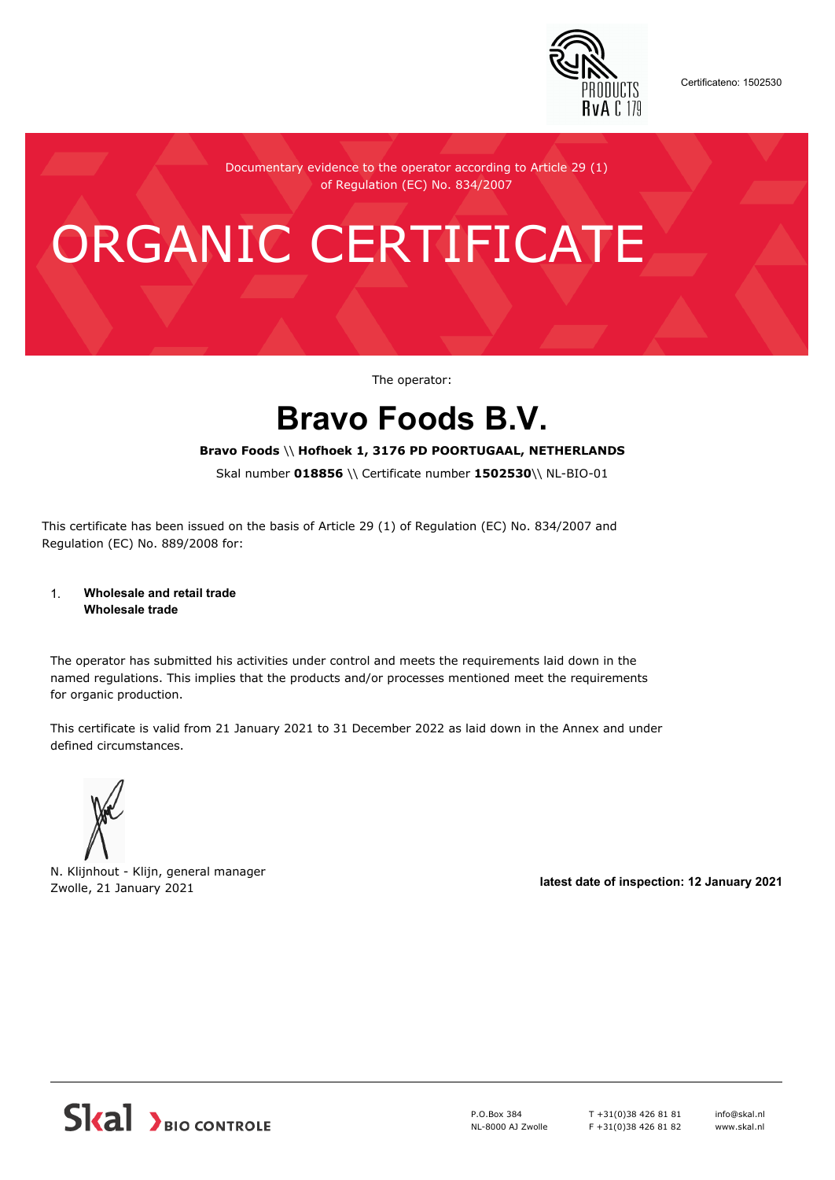Certificateno: 1502530

Documentary evidence to the operator according to Article 29 (1) of Regulation (EC) No. 834/2007

# ORGANIC CERTIFICATE

The operator:

## Bravo Foods B.V.

**Bravo Foods** \\ **Hofhoek 1, 3176 PD POORTUGAAL, NETHERLANDS**

Skal number **018856** \\ Certificate number **1502530**\\ NL-BIO-01

This certificate has been issued on the basis of Article 29 (1) of Regulation (EC) No. 834/2007 and Regulation (EC) No. 889/2008 for:

1. **Wholesale and retail trade**
   **Wholesale trade**

The operator has submitted his activities under control and meets the requirements laid down in the named regulations. This implies that the products and/or processes mentioned meet the requirements for organic production.

This certificate is valid from 21 January 2021 to 31 December 2022 as laid down in the Annex and under defined circumstances.

N. Klijnhout - Klijn, general manager
Zwolle, 21 January 2021

**latest date of inspection: 12 January 2021**

Skal BIO CONTROLE

P.O.Box 384
NL-8000 AJ Zwolle

T +31(0)38 426 81 81
F +31(0)38 426 81 82

info@skal.nl
www.skal.nl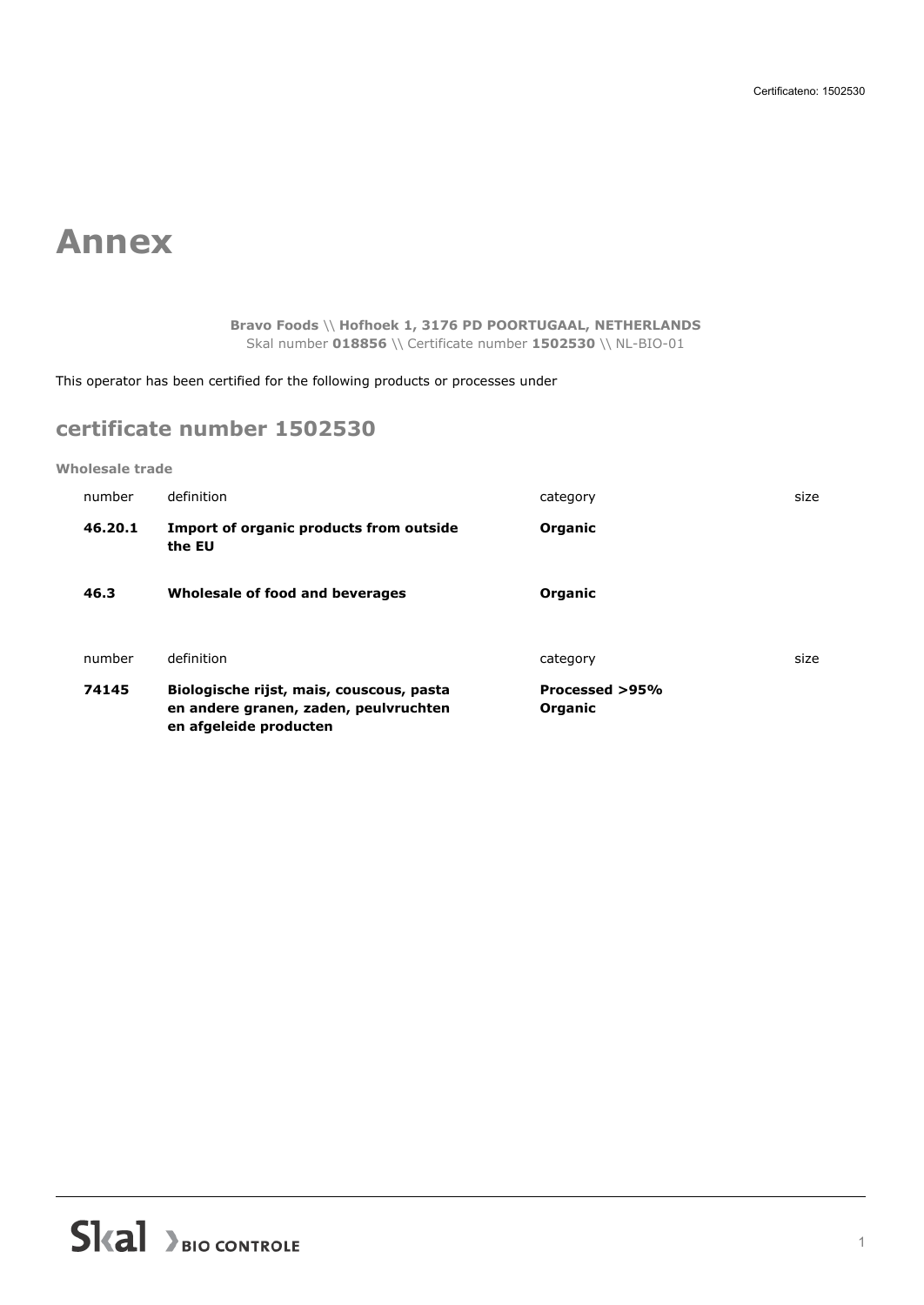# Annex

**Bravo Foods** \\ **Hofhoek 1, 3176 PD POORTUGAAL, NETHERLANDS**
Skal number **018856** \\ Certificate number **1502530** \\ NL-BIO-01

This operator has been certified for the following products or processes under

## certificate number 1502530

**Wholesale trade**

| number | definition | category | size |
|---|---|---|---|
| **46.20.1** | **Import of organic products from outside the EU** | **Organic** | |
| **46.3** | **Wholesale of food and beverages** | **Organic** | |

| number | definition | category | size |
|---|---|---|---|
| **74145** | **Biologische rijst, mais, couscous, pasta en andere granen, zaden, peulvruchten en afgeleide producten** | **Processed >95% Organic** | |